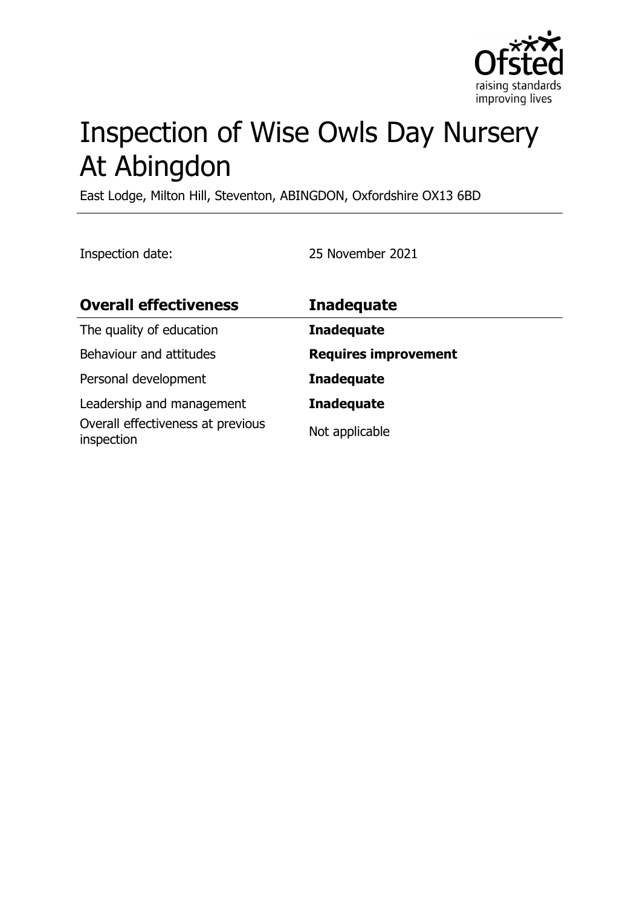# Inspection of Wise Owls Day Nursery At Abingdon

East Lodge, Milton Hill, Steventon, ABINGDON, Oxfordshire OX13 6BD

Inspection date: 25 November 2021

| Overall effectiveness | Inadequate |
|---|---|
| The quality of education | **Inadequate** |
| Behaviour and attitudes | **Requires improvement** |
| Personal development | **Inadequate** |
| Leadership and management | **Inadequate** |
| Overall effectiveness at previous inspection | Not applicable |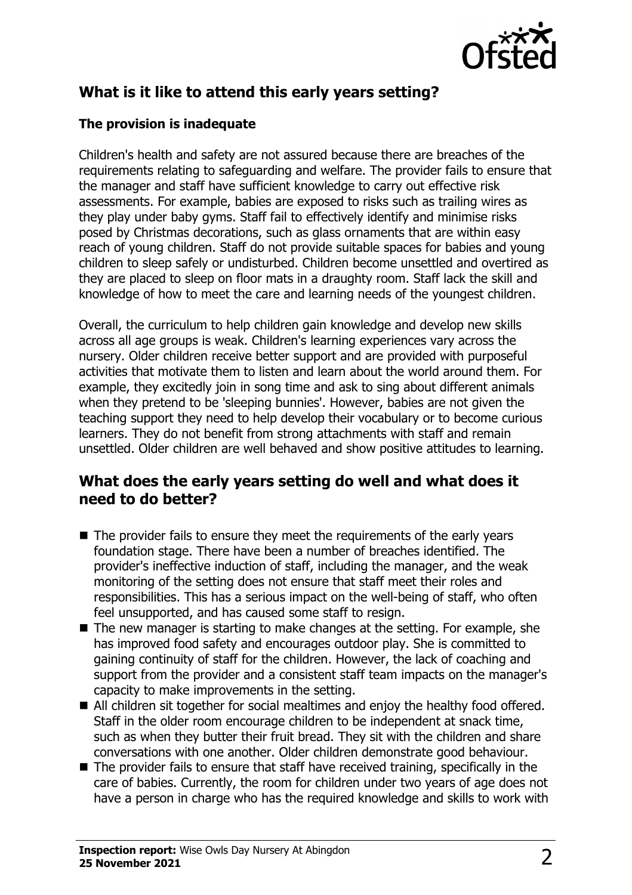## What is it like to attend this early years setting?

### The provision is inadequate

Children's health and safety are not assured because there are breaches of the requirements relating to safeguarding and welfare. The provider fails to ensure that the manager and staff have sufficient knowledge to carry out effective risk assessments. For example, babies are exposed to risks such as trailing wires as they play under baby gyms. Staff fail to effectively identify and minimise risks posed by Christmas decorations, such as glass ornaments that are within easy reach of young children. Staff do not provide suitable spaces for babies and young children to sleep safely or undisturbed. Children become unsettled and overtired as they are placed to sleep on floor mats in a draughty room. Staff lack the skill and knowledge of how to meet the care and learning needs of the youngest children.

Overall, the curriculum to help children gain knowledge and develop new skills across all age groups is weak. Children's learning experiences vary across the nursery. Older children receive better support and are provided with purposeful activities that motivate them to listen and learn about the world around them. For example, they excitedly join in song time and ask to sing about different animals when they pretend to be 'sleeping bunnies'. However, babies are not given the teaching support they need to help develop their vocabulary or to become curious learners. They do not benefit from strong attachments with staff and remain unsettled. Older children are well behaved and show positive attitudes to learning.

## What does the early years setting do well and what does it need to do better?

- The provider fails to ensure they meet the requirements of the early years foundation stage. There have been a number of breaches identified. The provider's ineffective induction of staff, including the manager, and the weak monitoring of the setting does not ensure that staff meet their roles and responsibilities. This has a serious impact on the well-being of staff, who often feel unsupported, and has caused some staff to resign.
- The new manager is starting to make changes at the setting. For example, she has improved food safety and encourages outdoor play. She is committed to gaining continuity of staff for the children. However, the lack of coaching and support from the provider and a consistent staff team impacts on the manager's capacity to make improvements in the setting.
- All children sit together for social mealtimes and enjoy the healthy food offered. Staff in the older room encourage children to be independent at snack time, such as when they butter their fruit bread. They sit with the children and share conversations with one another. Older children demonstrate good behaviour.
- The provider fails to ensure that staff have received training, specifically in the care of babies. Currently, the room for children under two years of age does not have a person in charge who has the required knowledge and skills to work with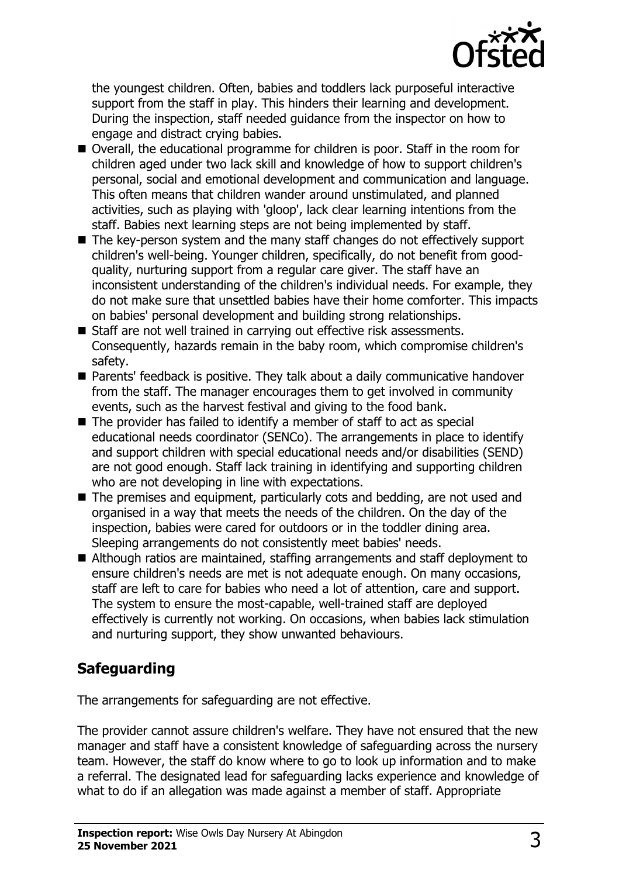the youngest children. Often, babies and toddlers lack purposeful interactive support from the staff in play. This hinders their learning and development. During the inspection, staff needed guidance from the inspector on how to engage and distract crying babies.

- Overall, the educational programme for children is poor. Staff in the room for children aged under two lack skill and knowledge of how to support children's personal, social and emotional development and communication and language. This often means that children wander around unstimulated, and planned activities, such as playing with 'gloop', lack clear learning intentions from the staff. Babies next learning steps are not being implemented by staff.
- The key-person system and the many staff changes do not effectively support children's well-being. Younger children, specifically, do not benefit from good-quality, nurturing support from a regular care giver. The staff have an inconsistent understanding of the children's individual needs. For example, they do not make sure that unsettled babies have their home comforter. This impacts on babies' personal development and building strong relationships.
- Staff are not well trained in carrying out effective risk assessments. Consequently, hazards remain in the baby room, which compromise children's safety.
- Parents' feedback is positive. They talk about a daily communicative handover from the staff. The manager encourages them to get involved in community events, such as the harvest festival and giving to the food bank.
- The provider has failed to identify a member of staff to act as special educational needs coordinator (SENCo). The arrangements in place to identify and support children with special educational needs and/or disabilities (SEND) are not good enough. Staff lack training in identifying and supporting children who are not developing in line with expectations.
- The premises and equipment, particularly cots and bedding, are not used and organised in a way that meets the needs of the children. On the day of the inspection, babies were cared for outdoors or in the toddler dining area. Sleeping arrangements do not consistently meet babies' needs.
- Although ratios are maintained, staffing arrangements and staff deployment to ensure children's needs are met is not adequate enough. On many occasions, staff are left to care for babies who need a lot of attention, care and support. The system to ensure the most-capable, well-trained staff are deployed effectively is currently not working. On occasions, when babies lack stimulation and nurturing support, they show unwanted behaviours.

## Safeguarding

The arrangements for safeguarding are not effective.

The provider cannot assure children's welfare. They have not ensured that the new manager and staff have a consistent knowledge of safeguarding across the nursery team. However, the staff do know where to go to look up information and to make a referral. The designated lead for safeguarding lacks experience and knowledge of what to do if an allegation was made against a member of staff. Appropriate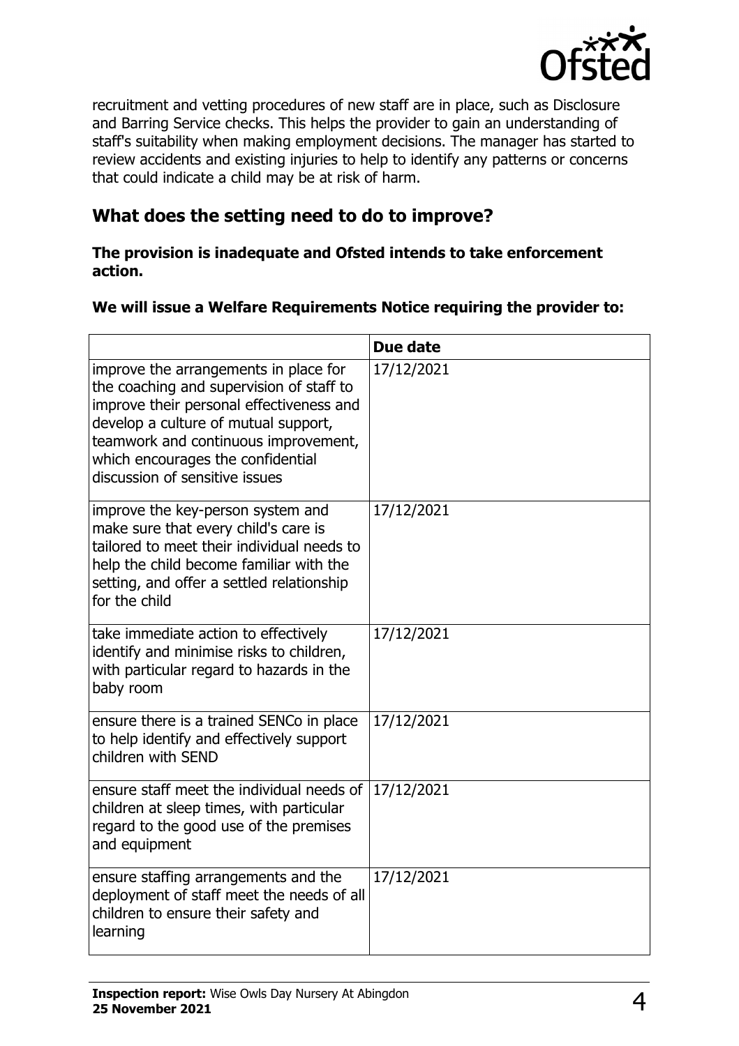recruitment and vetting procedures of new staff are in place, such as Disclosure and Barring Service checks. This helps the provider to gain an understanding of staff's suitability when making employment decisions. The manager has started to review accidents and existing injuries to help to identify any patterns or concerns that could indicate a child may be at risk of harm.

## What does the setting need to do to improve?

**The provision is inadequate and Ofsted intends to take enforcement action.**

**We will issue a Welfare Requirements Notice requiring the provider to:**

| | **Due date** |
|---|---|
| improve the arrangements in place for the coaching and supervision of staff to improve their personal effectiveness and develop a culture of mutual support, teamwork and continuous improvement, which encourages the confidential discussion of sensitive issues | 17/12/2021 |
| improve the key-person system and make sure that every child's care is tailored to meet their individual needs to help the child become familiar with the setting, and offer a settled relationship for the child | 17/12/2021 |
| take immediate action to effectively identify and minimise risks to children, with particular regard to hazards in the baby room | 17/12/2021 |
| ensure there is a trained SENCo in place to help identify and effectively support children with SEND | 17/12/2021 |
| ensure staff meet the individual needs of children at sleep times, with particular regard to the good use of the premises and equipment | 17/12/2021 |
| ensure staffing arrangements and the deployment of staff meet the needs of all children to ensure their safety and learning | 17/12/2021 |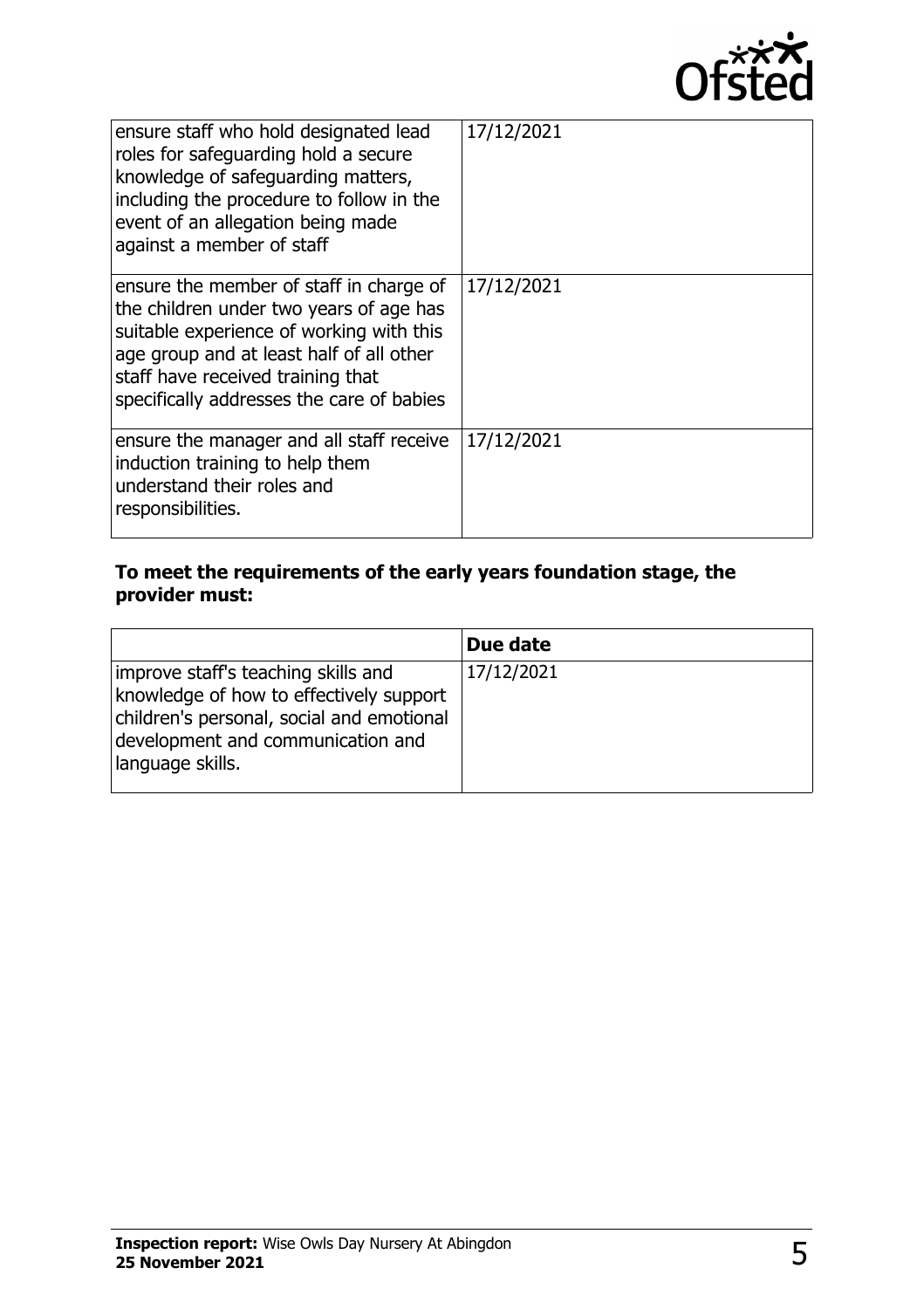| | |
|---|---|
| ensure staff who hold designated lead roles for safeguarding hold a secure knowledge of safeguarding matters, including the procedure to follow in the event of an allegation being made against a member of staff | 17/12/2021 |
| ensure the member of staff in charge of the children under two years of age has suitable experience of working with this age group and at least half of all other staff have received training that specifically addresses the care of babies | 17/12/2021 |
| ensure the manager and all staff receive induction training to help them understand their roles and responsibilities. | 17/12/2021 |

**To meet the requirements of the early years foundation stage, the provider must:**

| | Due date |
|---|---|
| improve staff's teaching skills and knowledge of how to effectively support children's personal, social and emotional development and communication and language skills. | 17/12/2021 |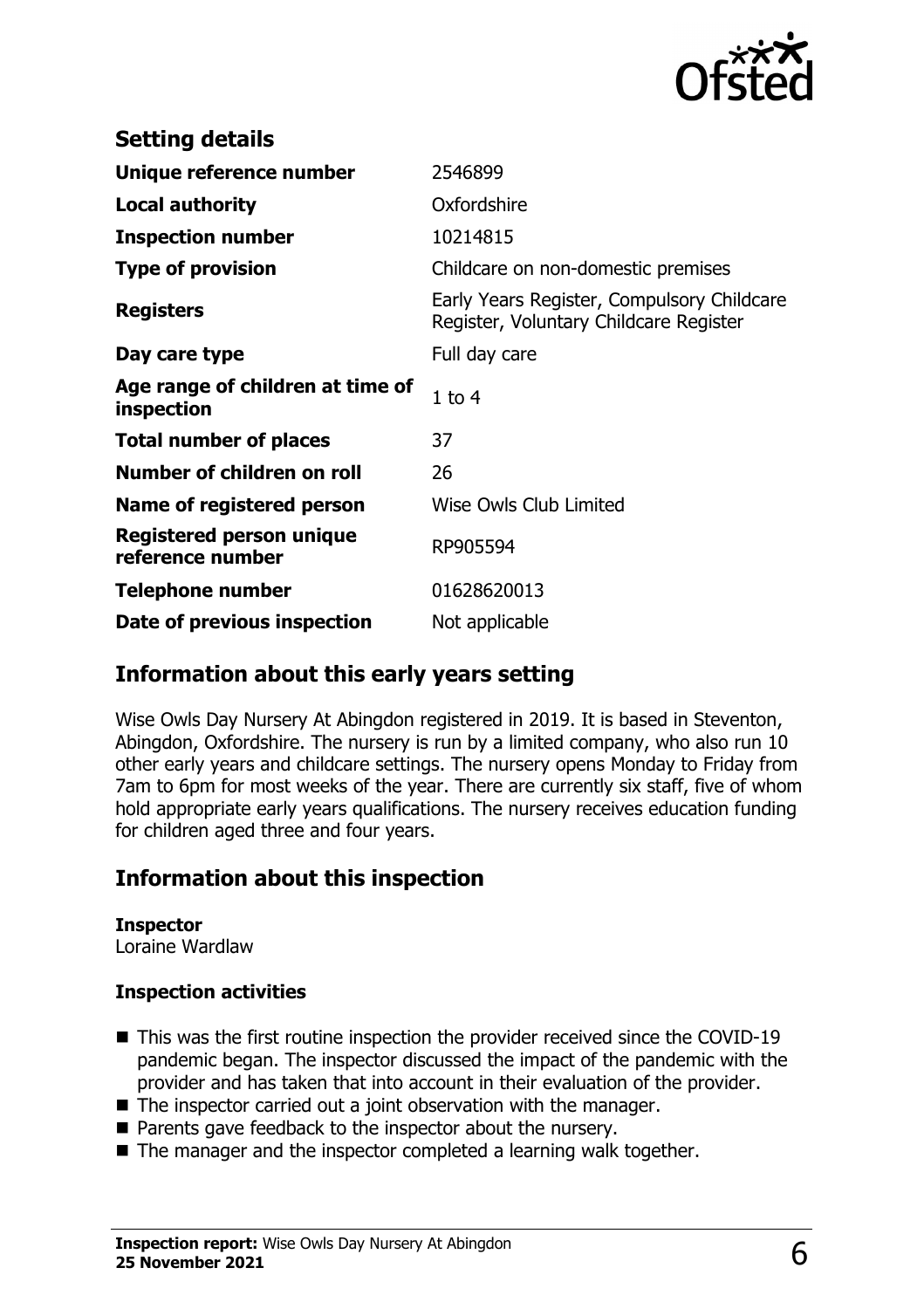## Setting details

| | |
|---|---|
| **Unique reference number** | 2546899 |
| **Local authority** | Oxfordshire |
| **Inspection number** | 10214815 |
| **Type of provision** | Childcare on non-domestic premises |
| **Registers** | Early Years Register, Compulsory Childcare Register, Voluntary Childcare Register |
| **Day care type** | Full day care |
| **Age range of children at time of inspection** | 1 to 4 |
| **Total number of places** | 37 |
| **Number of children on roll** | 26 |
| **Name of registered person** | Wise Owls Club Limited |
| **Registered person unique reference number** | RP905594 |
| **Telephone number** | 01628620013 |
| **Date of previous inspection** | Not applicable |

## Information about this early years setting

Wise Owls Day Nursery At Abingdon registered in 2019. It is based in Steventon, Abingdon, Oxfordshire. The nursery is run by a limited company, who also run 10 other early years and childcare settings. The nursery opens Monday to Friday from 7am to 6pm for most weeks of the year. There are currently six staff, five of whom hold appropriate early years qualifications. The nursery receives education funding for children aged three and four years.

## Information about this inspection

**Inspector**
Loraine Wardlaw

### Inspection activities

- This was the first routine inspection the provider received since the COVID-19 pandemic began. The inspector discussed the impact of the pandemic with the provider and has taken that into account in their evaluation of the provider.
- The inspector carried out a joint observation with the manager.
- Parents gave feedback to the inspector about the nursery.
- The manager and the inspector completed a learning walk together.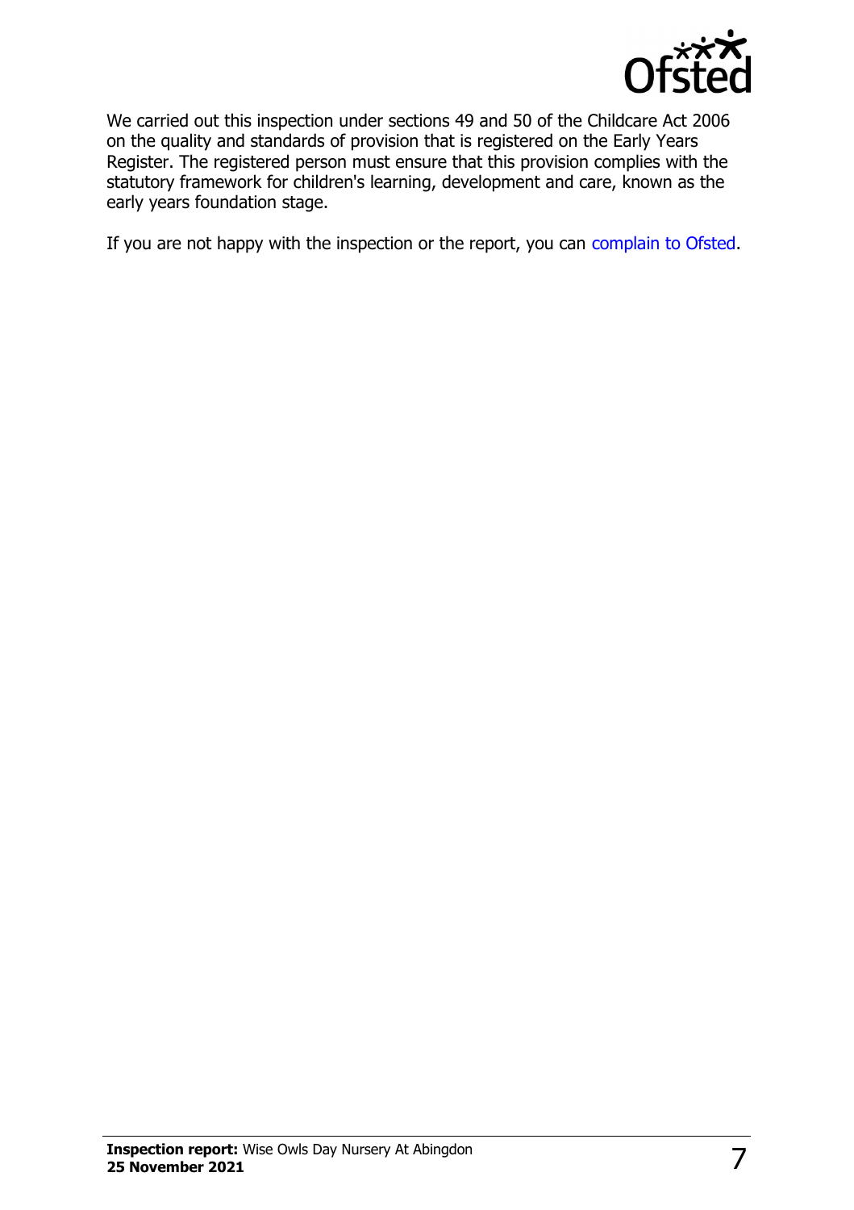We carried out this inspection under sections 49 and 50 of the Childcare Act 2006 on the quality and standards of provision that is registered on the Early Years Register. The registered person must ensure that this provision complies with the statutory framework for children's learning, development and care, known as the early years foundation stage.

If you are not happy with the inspection or the report, you can complain to Ofsted.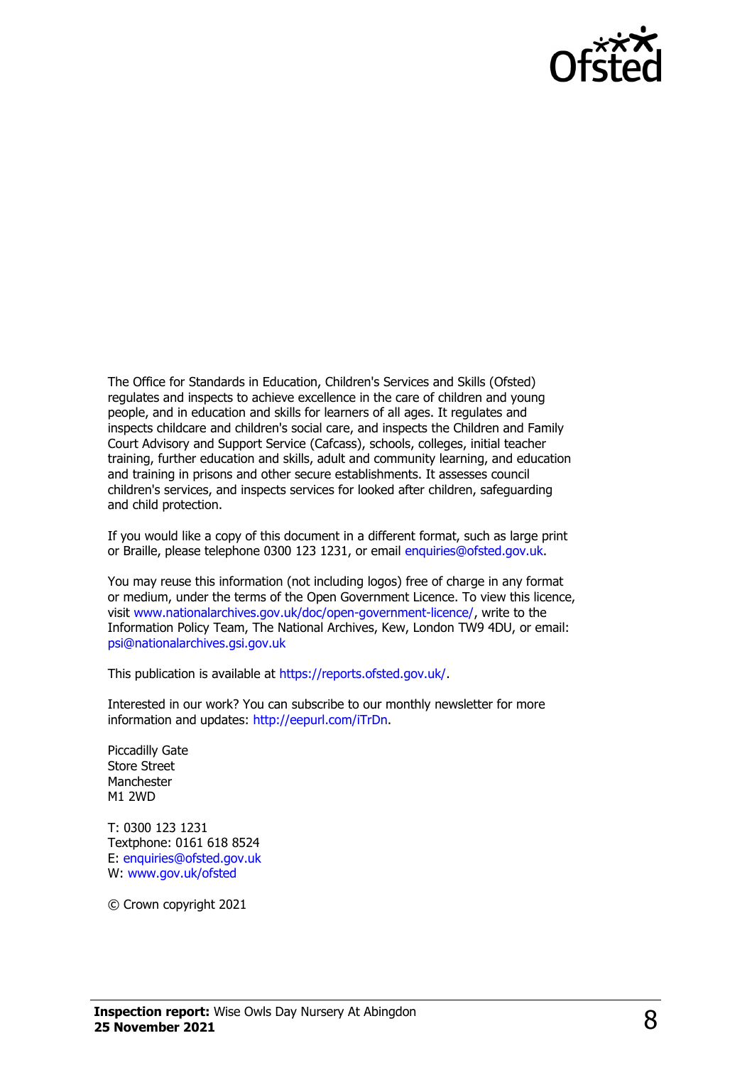The Office for Standards in Education, Children's Services and Skills (Ofsted) regulates and inspects to achieve excellence in the care of children and young people, and in education and skills for learners of all ages. It regulates and inspects childcare and children's social care, and inspects the Children and Family Court Advisory and Support Service (Cafcass), schools, colleges, initial teacher training, further education and skills, adult and community learning, and education and training in prisons and other secure establishments. It assesses council children's services, and inspects services for looked after children, safeguarding and child protection.

If you would like a copy of this document in a different format, such as large print or Braille, please telephone 0300 123 1231, or email enquiries@ofsted.gov.uk.

You may reuse this information (not including logos) free of charge in any format or medium, under the terms of the Open Government Licence. To view this licence, visit www.nationalarchives.gov.uk/doc/open-government-licence/, write to the Information Policy Team, The National Archives, Kew, London TW9 4DU, or email: psi@nationalarchives.gsi.gov.uk

This publication is available at https://reports.ofsted.gov.uk/.

Interested in our work? You can subscribe to our monthly newsletter for more information and updates: http://eepurl.com/iTrDn.

Piccadilly Gate
Store Street
Manchester
M1 2WD

T: 0300 123 1231
Textphone: 0161 618 8524
E: enquiries@ofsted.gov.uk
W: www.gov.uk/ofsted

© Crown copyright 2021